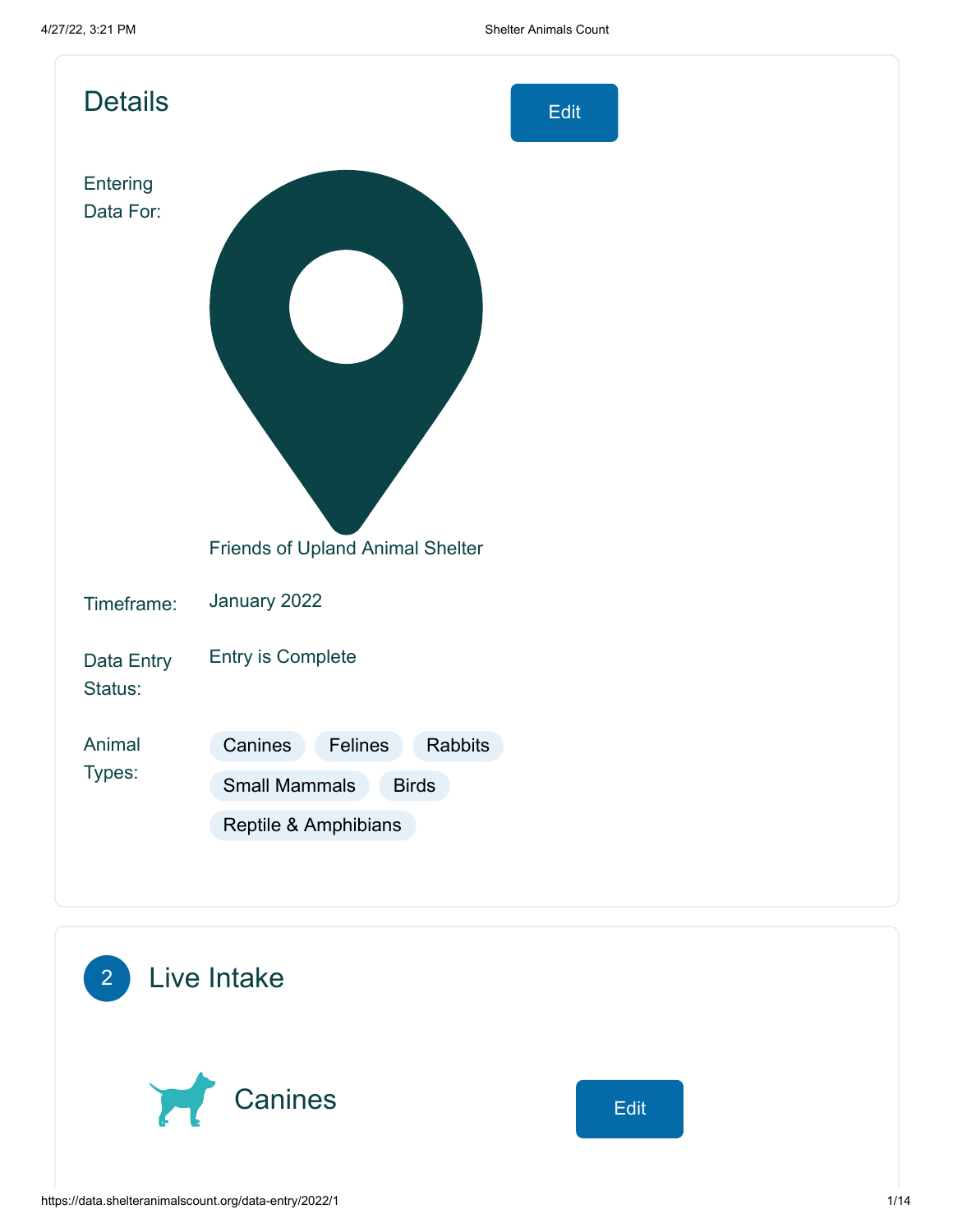## Details

Edit

| | |
|---|---|
| Entering Data For: | Friends of Upland Animal Shelter |
| Timeframe: | January 2022 |
| Data Entry Status: | Entry is Complete |
| Animal Types: | Canines, Felines, Rabbits, Small Mammals, Birds, Reptile & Amphibians |

## 2 Live Intake

### Canines

Edit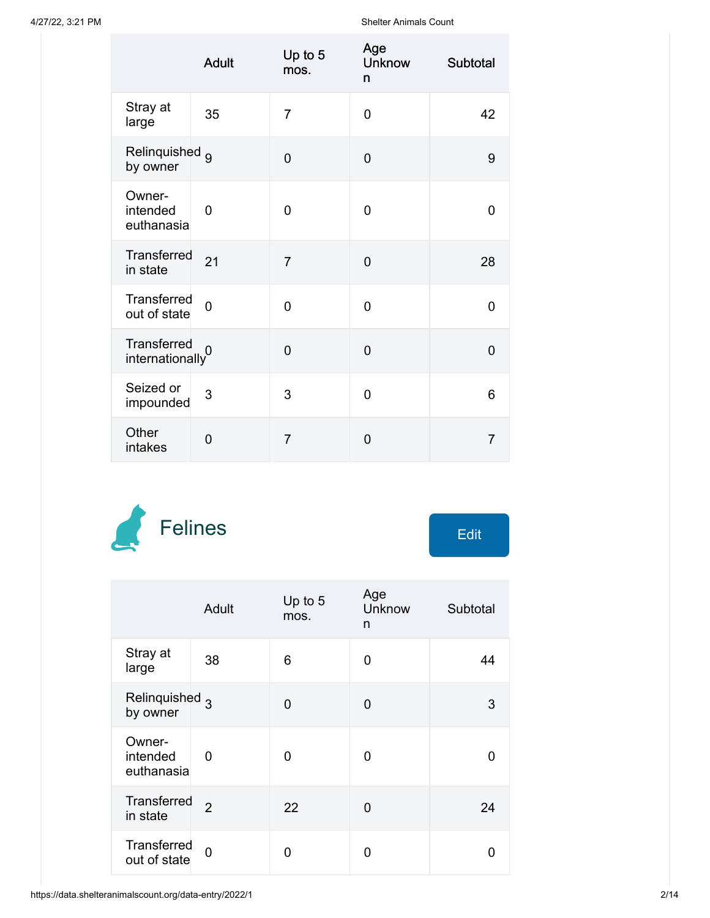| | Adult | Up to 5 mos. | Age Unknown | Subtotal |
|---|---|---|---|---|
| Stray at large | 35 | 7 | 0 | 42 |
| Relinquished by owner | 9 | 0 | 0 | 9 |
| Owner-intended euthanasia | 0 | 0 | 0 | 0 |
| Transferred in state | 21 | 7 | 0 | 28 |
| Transferred out of state | 0 | 0 | 0 | 0 |
| Transferred internationally | 0 | 0 | 0 | 0 |
| Seized or impounded | 3 | 3 | 0 | 6 |
| Other intakes | 0 | 7 | 0 | 7 |

## Felines

Edit

| | Adult | Up to 5 mos. | Age Unknown | Subtotal |
|---|---|---|---|---|
| Stray at large | 38 | 6 | 0 | 44 |
| Relinquished by owner | 3 | 0 | 0 | 3 |
| Owner-intended euthanasia | 0 | 0 | 0 | 0 |
| Transferred in state | 2 | 22 | 0 | 24 |
| Transferred out of state | 0 | 0 | 0 | 0 |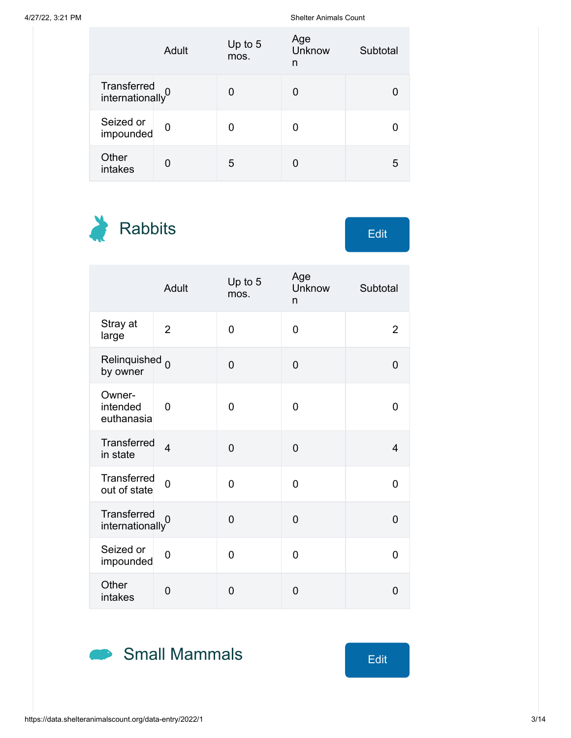| | Adult | Up to 5 mos. | Age Unknown | Subtotal |
|---|---|---|---|---|
| Transferred internationally | 0 | 0 | 0 | 0 |
| Seized or impounded | 0 | 0 | 0 | 0 |
| Other intakes | 0 | 5 | 0 | 5 |

## Rabbits

Edit

| | Adult | Up to 5 mos. | Age Unknown | Subtotal |
|---|---|---|---|---|
| Stray at large | 2 | 0 | 0 | 2 |
| Relinquished by owner | 0 | 0 | 0 | 0 |
| Owner-intended euthanasia | 0 | 0 | 0 | 0 |
| Transferred in state | 4 | 0 | 0 | 4 |
| Transferred out of state | 0 | 0 | 0 | 0 |
| Transferred internationally | 0 | 0 | 0 | 0 |
| Seized or impounded | 0 | 0 | 0 | 0 |
| Other intakes | 0 | 0 | 0 | 0 |

## Small Mammals

Edit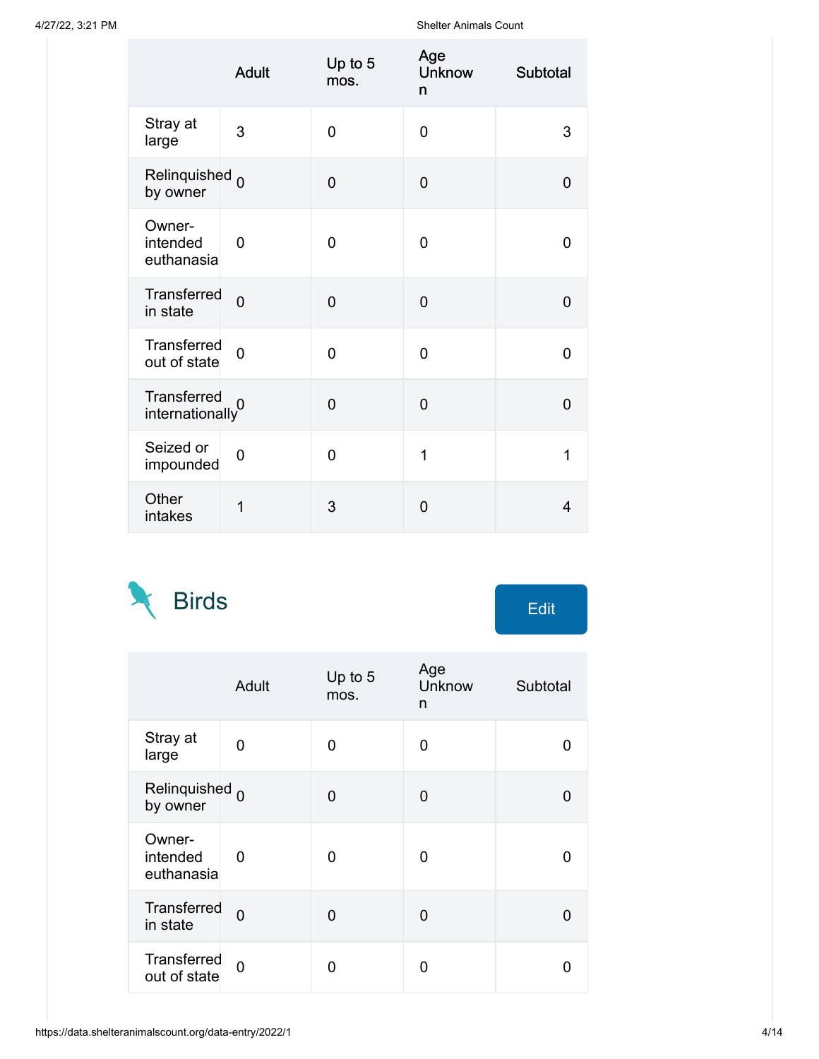| | Adult | Up to 5 mos. | Age Unknown | Subtotal |
|---|---|---|---|---|
| Stray at large | 3 | 0 | 0 | 3 |
| Relinquished by owner | 0 | 0 | 0 | 0 |
| Owner-intended euthanasia | 0 | 0 | 0 | 0 |
| Transferred in state | 0 | 0 | 0 | 0 |
| Transferred out of state | 0 | 0 | 0 | 0 |
| Transferred internationally | 0 | 0 | 0 | 0 |
| Seized or impounded | 0 | 0 | 1 | 1 |
| Other intakes | 1 | 3 | 0 | 4 |

## Birds

Edit

| | Adult | Up to 5 mos. | Age Unknown | Subtotal |
|---|---|---|---|---|
| Stray at large | 0 | 0 | 0 | 0 |
| Relinquished by owner | 0 | 0 | 0 | 0 |
| Owner-intended euthanasia | 0 | 0 | 0 | 0 |
| Transferred in state | 0 | 0 | 0 | 0 |
| Transferred out of state | 0 | 0 | 0 | 0 |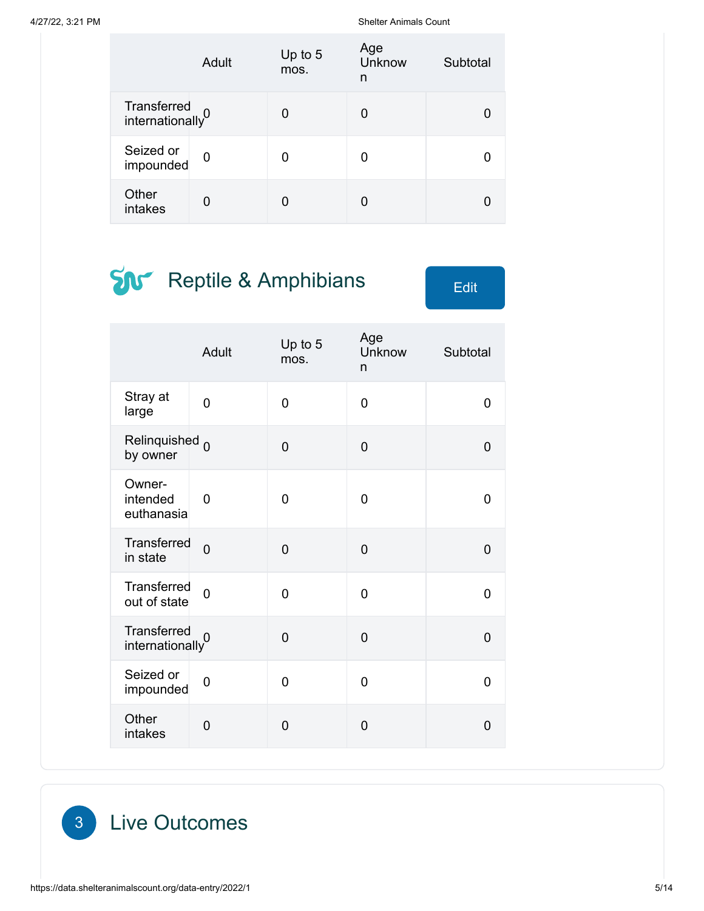| | Adult | Up to 5 mos. | Age Unknown | Subtotal |
|---|---|---|---|---|
| Transferred internationally | 0 | 0 | 0 | 0 |
| Seized or impounded | 0 | 0 | 0 | 0 |
| Other intakes | 0 | 0 | 0 | 0 |

## Reptile & Amphibians

Edit

| | Adult | Up to 5 mos. | Age Unknown | Subtotal |
|---|---|---|---|---|
| Stray at large | 0 | 0 | 0 | 0 |
| Relinquished by owner | 0 | 0 | 0 | 0 |
| Owner-intended euthanasia | 0 | 0 | 0 | 0 |
| Transferred in state | 0 | 0 | 0 | 0 |
| Transferred out of state | 0 | 0 | 0 | 0 |
| Transferred internationally | 0 | 0 | 0 | 0 |
| Seized or impounded | 0 | 0 | 0 | 0 |
| Other intakes | 0 | 0 | 0 | 0 |

# 3 Live Outcomes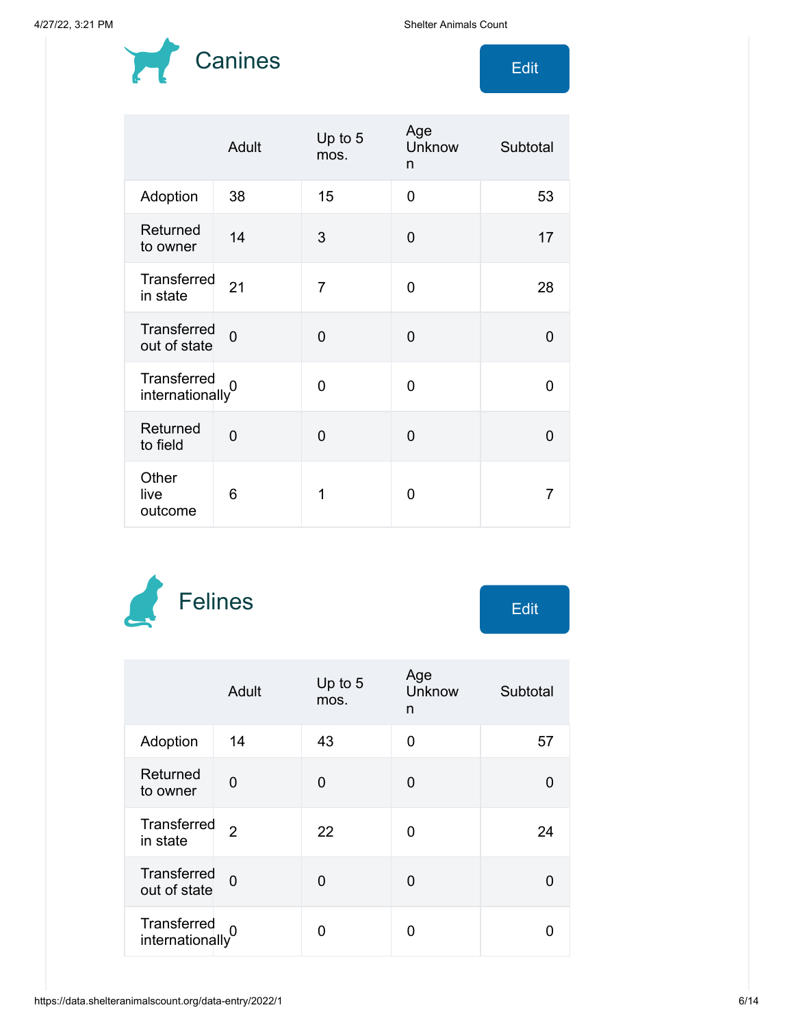## Canines

Edit

| | Adult | Up to 5 mos. | Age Unknown | Subtotal |
|---|---|---|---|---|
| Adoption | 38 | 15 | 0 | 53 |
| Returned to owner | 14 | 3 | 0 | 17 |
| Transferred in state | 21 | 7 | 0 | 28 |
| Transferred out of state | 0 | 0 | 0 | 0 |
| Transferred internationally | 0 | 0 | 0 | 0 |
| Returned to field | 0 | 0 | 0 | 0 |
| Other live outcome | 6 | 1 | 0 | 7 |

## Felines

Edit

| | Adult | Up to 5 mos. | Age Unknown | Subtotal |
|---|---|---|---|---|
| Adoption | 14 | 43 | 0 | 57 |
| Returned to owner | 0 | 0 | 0 | 0 |
| Transferred in state | 2 | 22 | 0 | 24 |
| Transferred out of state | 0 | 0 | 0 | 0 |
| Transferred internationally | 0 | 0 | 0 | 0 |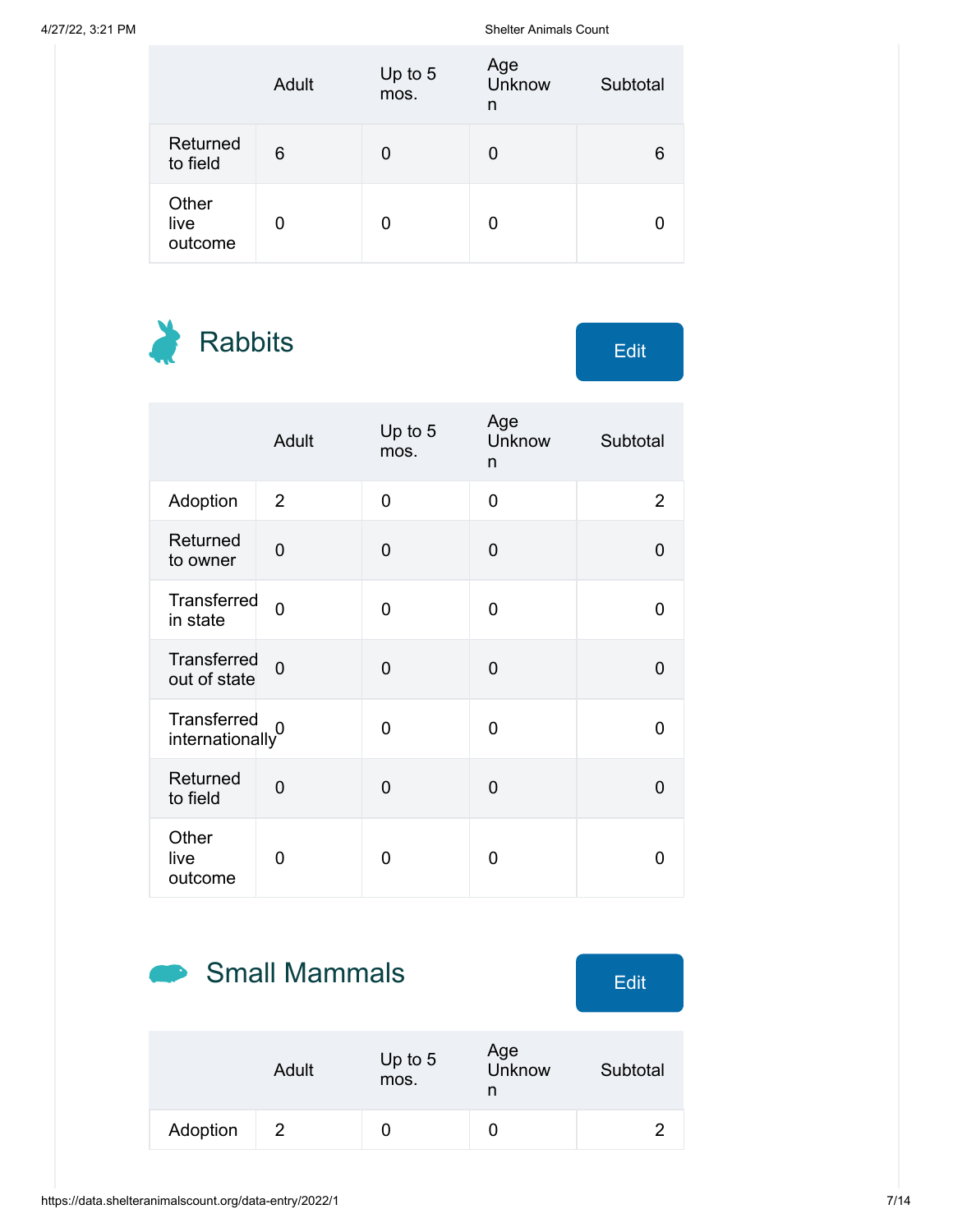| | Adult | Up to 5 mos. | Age Unknown | Subtotal |
|---|---|---|---|---|
| Returned to field | 6 | 0 | 0 | 6 |
| Other live outcome | 0 | 0 | 0 | 0 |

## Rabbits

Edit

| | Adult | Up to 5 mos. | Age Unknown | Subtotal |
|---|---|---|---|---|
| Adoption | 2 | 0 | 0 | 2 |
| Returned to owner | 0 | 0 | 0 | 0 |
| Transferred in state | 0 | 0 | 0 | 0 |
| Transferred out of state | 0 | 0 | 0 | 0 |
| Transferred internationally | 0 | 0 | 0 | 0 |
| Returned to field | 0 | 0 | 0 | 0 |
| Other live outcome | 0 | 0 | 0 | 0 |

## Small Mammals

Edit

| | Adult | Up to 5 mos. | Age Unknown | Subtotal |
|---|---|---|---|---|
| Adoption | 2 | 0 | 0 | 2 |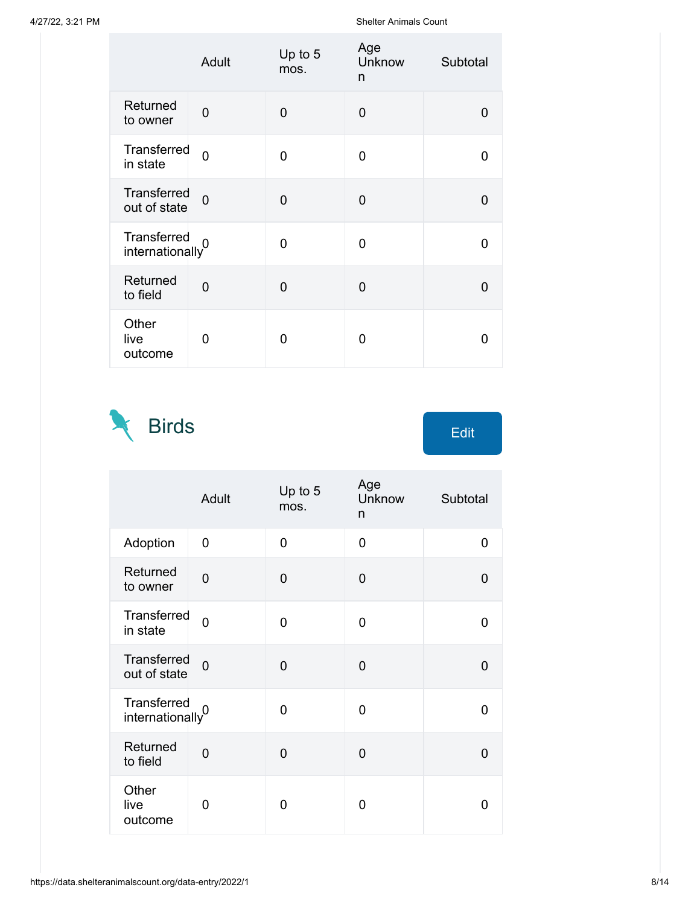|  | Adult | Up to 5 mos. | Age Unknown | Subtotal |
|---|---|---|---|---|
| Returned to owner | 0 | 0 | 0 | 0 |
| Transferred in state | 0 | 0 | 0 | 0 |
| Transferred out of state | 0 | 0 | 0 | 0 |
| Transferred internationally | 0 | 0 | 0 | 0 |
| Returned to field | 0 | 0 | 0 | 0 |
| Other live outcome | 0 | 0 | 0 | 0 |

## Birds

Edit

|  | Adult | Up to 5 mos. | Age Unknown | Subtotal |
|---|---|---|---|---|
| Adoption | 0 | 0 | 0 | 0 |
| Returned to owner | 0 | 0 | 0 | 0 |
| Transferred in state | 0 | 0 | 0 | 0 |
| Transferred out of state | 0 | 0 | 0 | 0 |
| Transferred internationally | 0 | 0 | 0 | 0 |
| Returned to field | 0 | 0 | 0 | 0 |
| Other live outcome | 0 | 0 | 0 | 0 |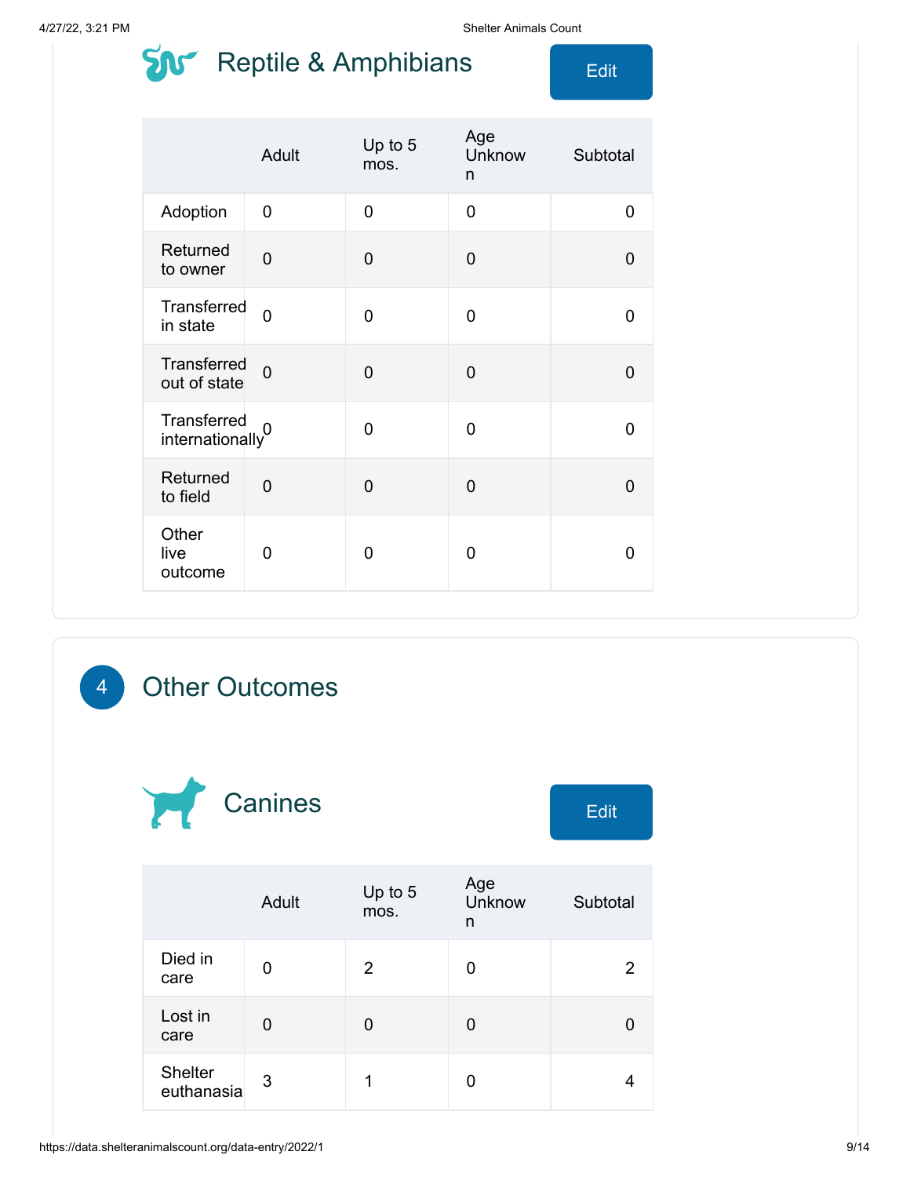## Reptile & Amphibians

Edit

| | Adult | Up to 5 mos. | Age Unknown | Subtotal |
|---|---|---|---|---|
| Adoption | 0 | 0 | 0 | 0 |
| Returned to owner | 0 | 0 | 0 | 0 |
| Transferred in state | 0 | 0 | 0 | 0 |
| Transferred out of state | 0 | 0 | 0 | 0 |
| Transferred internationally | 0 | 0 | 0 | 0 |
| Returned to field | 0 | 0 | 0 | 0 |
| Other live outcome | 0 | 0 | 0 | 0 |

# 4 Other Outcomes

## Canines

Edit

| | Adult | Up to 5 mos. | Age Unknown | Subtotal |
|---|---|---|---|---|
| Died in care | 0 | 2 | 0 | 2 |
| Lost in care | 0 | 0 | 0 | 0 |
| Shelter euthanasia | 3 | 1 | 0 | 4 |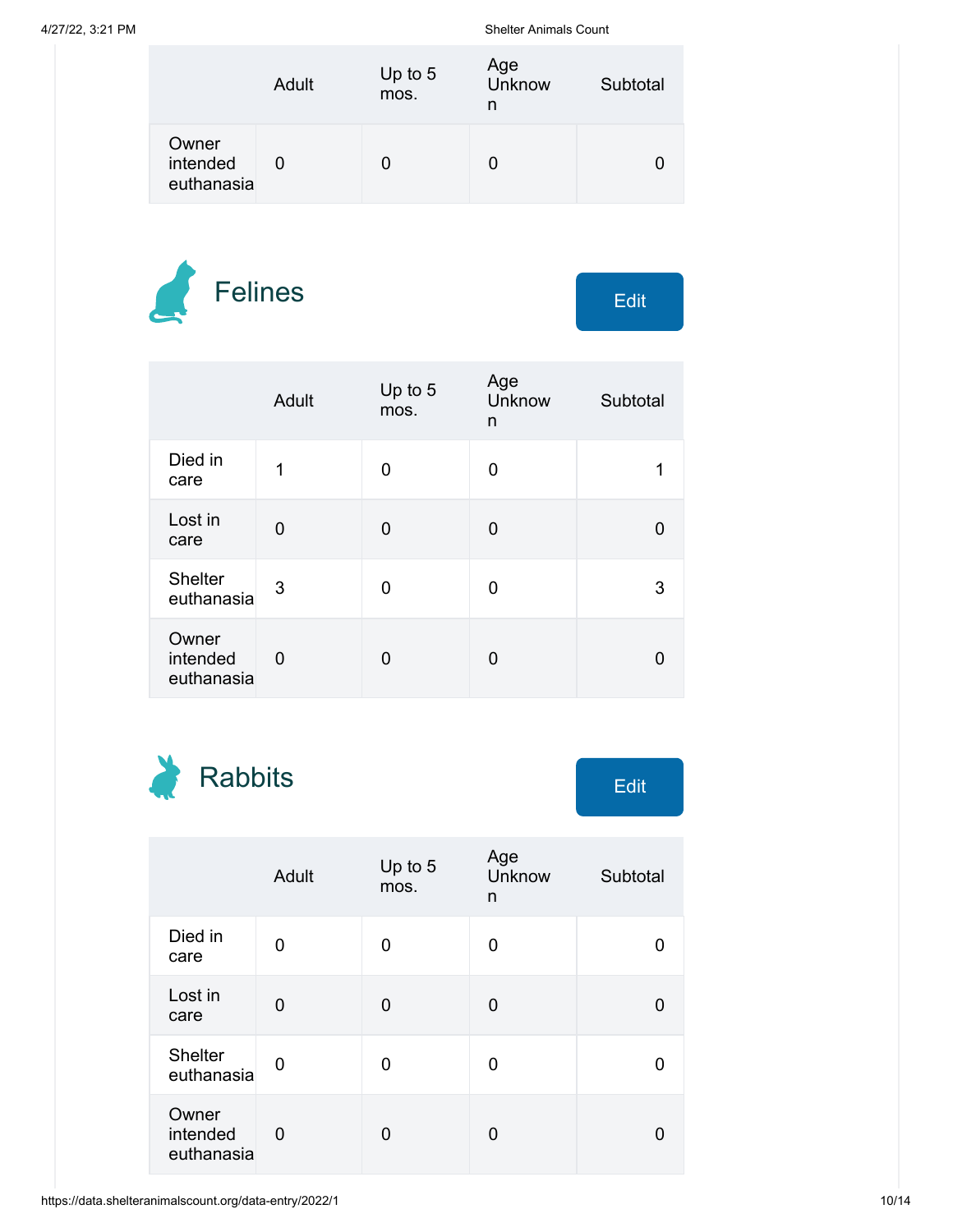| | Adult | Up to 5 mos. | Age Unknown | Subtotal |
|---|---|---|---|---|
| Owner intended euthanasia | 0 | 0 | 0 | 0 |

## Felines

Edit

| | Adult | Up to 5 mos. | Age Unknown | Subtotal |
|---|---|---|---|---|
| Died in care | 1 | 0 | 0 | 1 |
| Lost in care | 0 | 0 | 0 | 0 |
| Shelter euthanasia | 3 | 0 | 0 | 3 |
| Owner intended euthanasia | 0 | 0 | 0 | 0 |

## Rabbits

Edit

| | Adult | Up to 5 mos. | Age Unknown | Subtotal |
|---|---|---|---|---|
| Died in care | 0 | 0 | 0 | 0 |
| Lost in care | 0 | 0 | 0 | 0 |
| Shelter euthanasia | 0 | 0 | 0 | 0 |
| Owner intended euthanasia | 0 | 0 | 0 | 0 |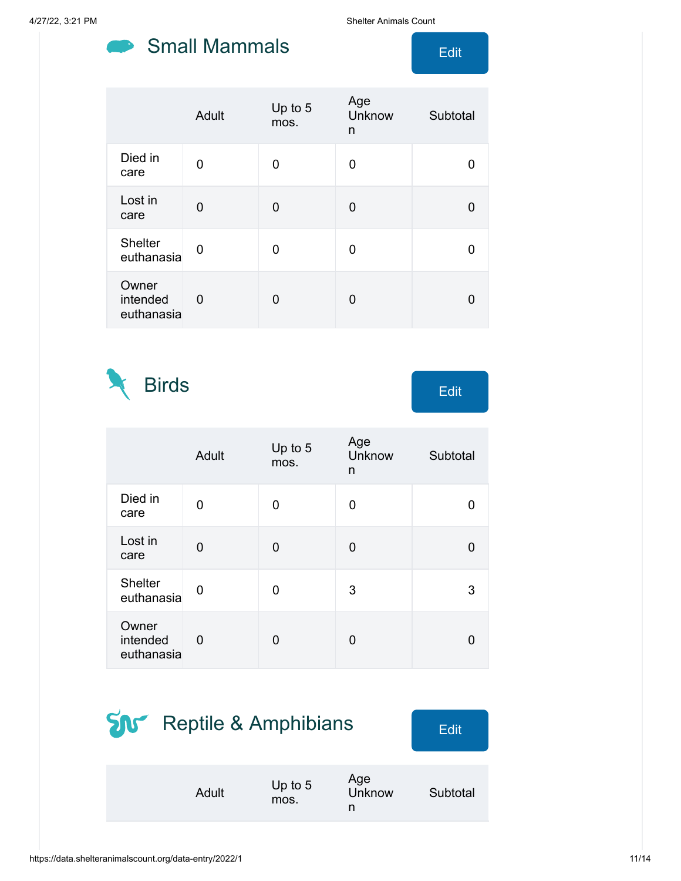## Small Mammals

Edit

| | Adult | Up to 5 mos. | Age Unknown | Subtotal |
|---|---|---|---|---|
| Died in care | 0 | 0 | 0 | 0 |
| Lost in care | 0 | 0 | 0 | 0 |
| Shelter euthanasia | 0 | 0 | 0 | 0 |
| Owner intended euthanasia | 0 | 0 | 0 | 0 |

## Birds

Edit

| | Adult | Up to 5 mos. | Age Unknown | Subtotal |
|---|---|---|---|---|
| Died in care | 0 | 0 | 0 | 0 |
| Lost in care | 0 | 0 | 0 | 0 |
| Shelter euthanasia | 0 | 0 | 3 | 3 |
| Owner intended euthanasia | 0 | 0 | 0 | 0 |

## Reptile & Amphibians

Edit

| | Adult | Up to 5 mos. | Age Unknown | Subtotal |
|---|---|---|---|---|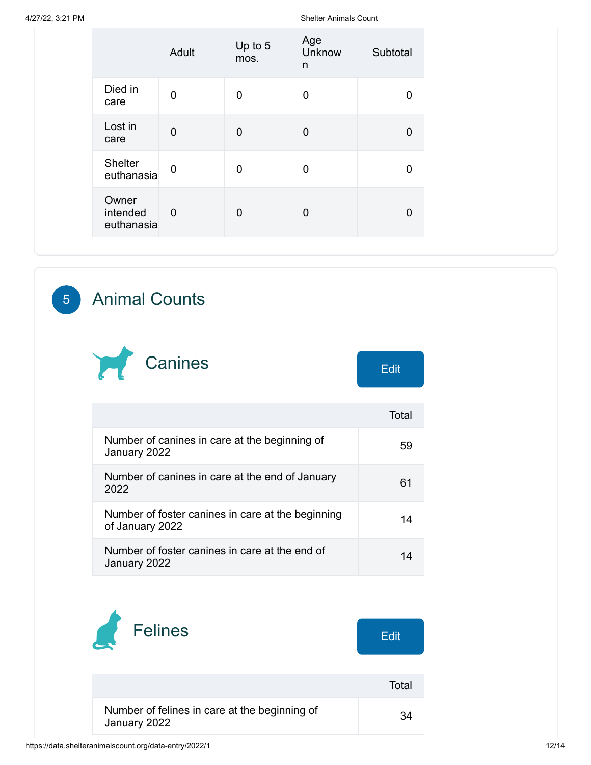| | Adult | Up to 5 mos. | Age Unknown | Subtotal |
|---|---|---|---|---|
| Died in care | 0 | 0 | 0 | 0 |
| Lost in care | 0 | 0 | 0 | 0 |
| Shelter euthanasia | 0 | 0 | 0 | 0 |
| Owner intended euthanasia | 0 | 0 | 0 | 0 |

## 5 Animal Counts

### Canines

Edit

| | Total |
|---|---|
| Number of canines in care at the beginning of January 2022 | 59 |
| Number of canines in care at the end of January 2022 | 61 |
| Number of foster canines in care at the beginning of January 2022 | 14 |
| Number of foster canines in care at the end of January 2022 | 14 |

### Felines

Edit

| | Total |
|---|---|
| Number of felines in care at the beginning of January 2022 | 34 |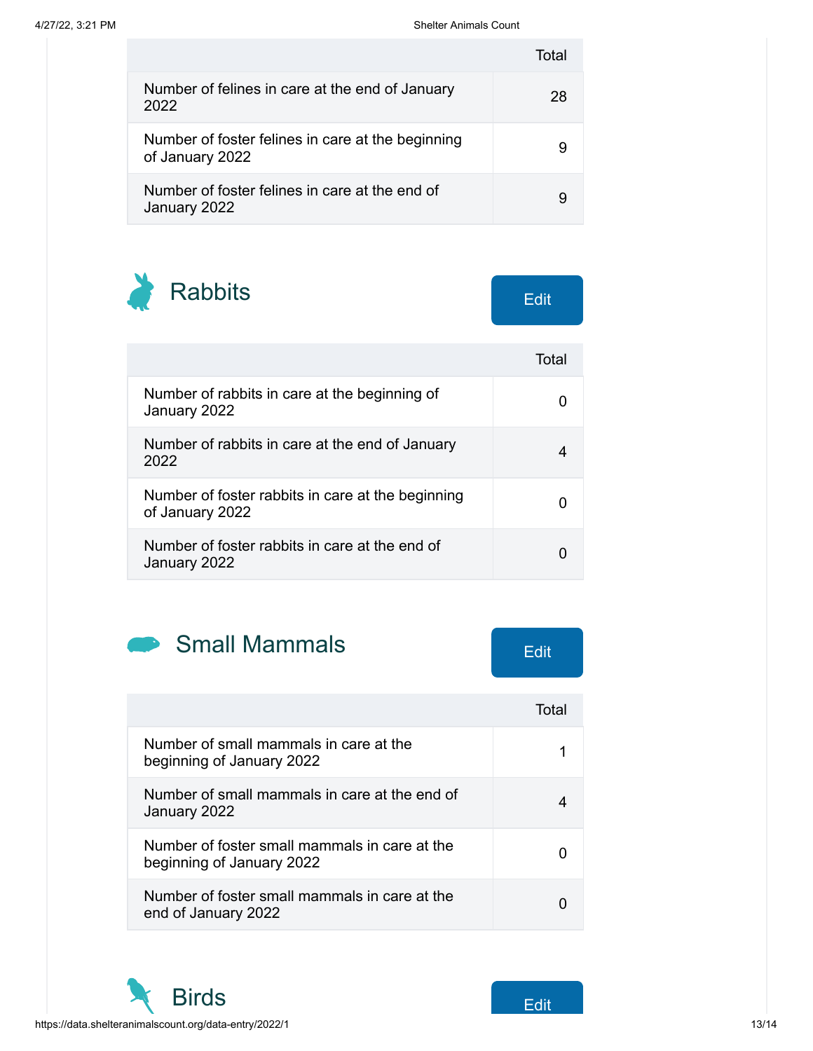| | Total |
|---|---|
| Number of felines in care at the end of January 2022 | 28 |
| Number of foster felines in care at the beginning of January 2022 | 9 |
| Number of foster felines in care at the end of January 2022 | 9 |

## Rabbits

Edit

| | Total |
|---|---|
| Number of rabbits in care at the beginning of January 2022 | 0 |
| Number of rabbits in care at the end of January 2022 | 4 |
| Number of foster rabbits in care at the beginning of January 2022 | 0 |
| Number of foster rabbits in care at the end of January 2022 | 0 |

## Small Mammals

Edit

| | Total |
|---|---|
| Number of small mammals in care at the beginning of January 2022 | 1 |
| Number of small mammals in care at the end of January 2022 | 4 |
| Number of foster small mammals in care at the beginning of January 2022 | 0 |
| Number of foster small mammals in care at the end of January 2022 | 0 |

## Birds

Edit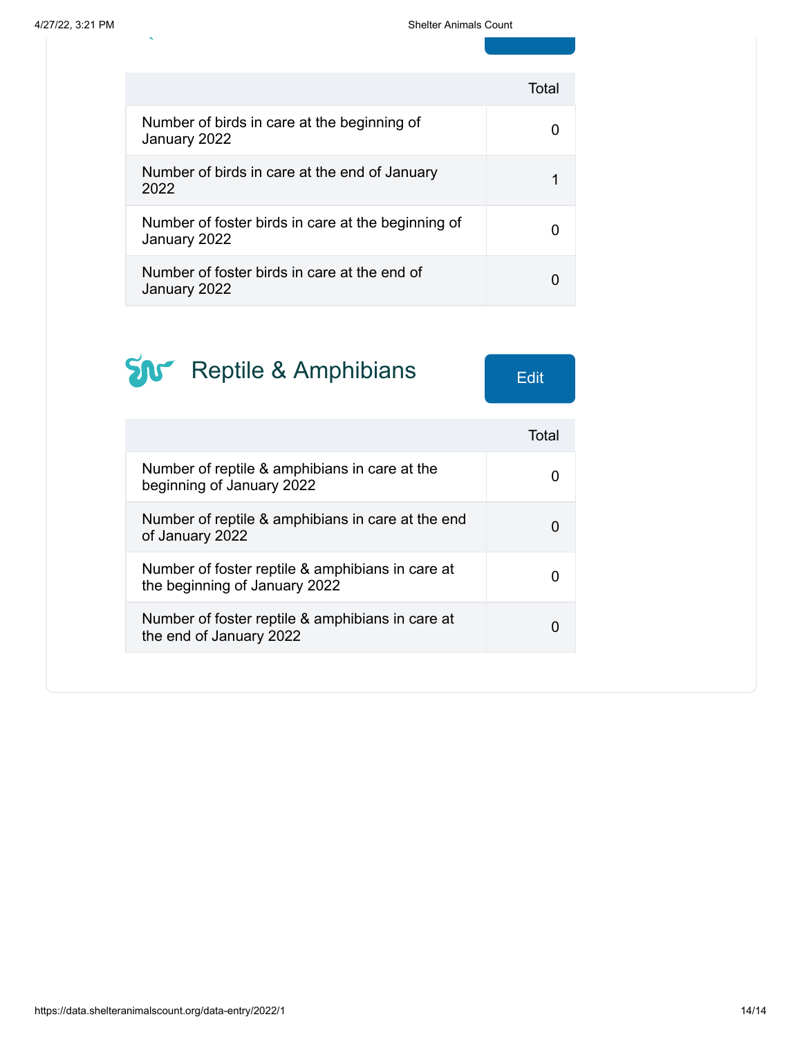| | Total |
|---|---|
| Number of birds in care at the beginning of January 2022 | 0 |
| Number of birds in care at the end of January 2022 | 1 |
| Number of foster birds in care at the beginning of January 2022 | 0 |
| Number of foster birds in care at the end of January 2022 | 0 |

## Reptile & Amphibians

Edit

| | Total |
|---|---|
| Number of reptile & amphibians in care at the beginning of January 2022 | 0 |
| Number of reptile & amphibians in care at the end of January 2022 | 0 |
| Number of foster reptile & amphibians in care at the beginning of January 2022 | 0 |
| Number of foster reptile & amphibians in care at the end of January 2022 | 0 |